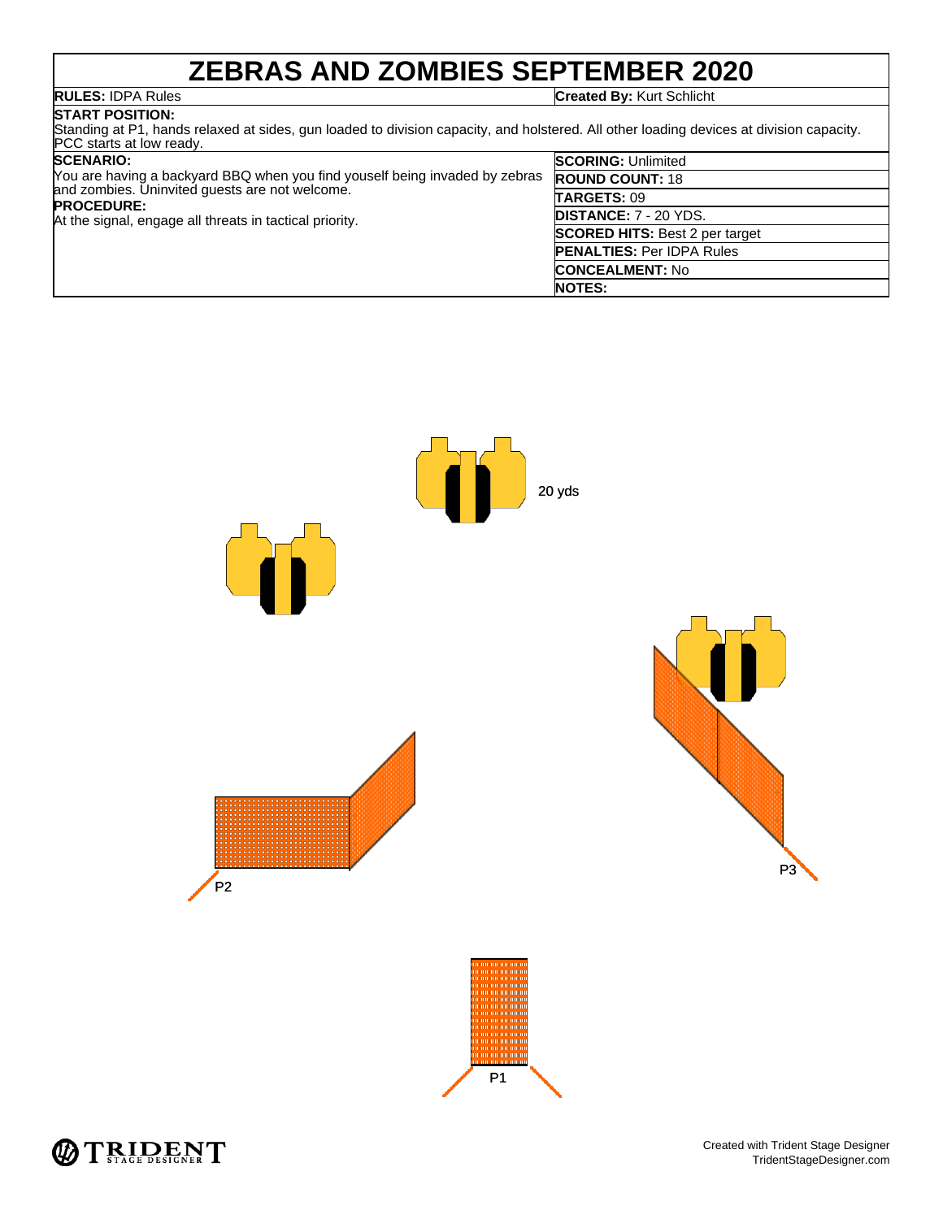# ZEBRAS AND ZOMBIES SEPTEMBER 2020

**RULES:** IDPA Rules

**Created By:** Kurt Schlicht

**START POSITION:**
Standing at P1, hands relaxed at sides, gun loaded to division capacity, and holstered. All other loading devices at division capacity. PCC starts at low ready.

**SCENARIO:**
You are having a backyard BBQ when you find youself being invaded by zebras and zombies. Uninvited guests are not welcome.

**PROCEDURE:**
At the signal, engage all threats in tactical priority.

**SCORING:** Unlimited

**ROUND COUNT:** 18

**TARGETS:** 09

**DISTANCE:** 7 - 20 YDS.

**SCORED HITS:** Best 2 per target

**PENALTIES:** Per IDPA Rules

**CONCEALMENT:** No

**NOTES:**

20 yds

P2

P3

P1

Created with Trident Stage Designer
TridentStageDesigner.com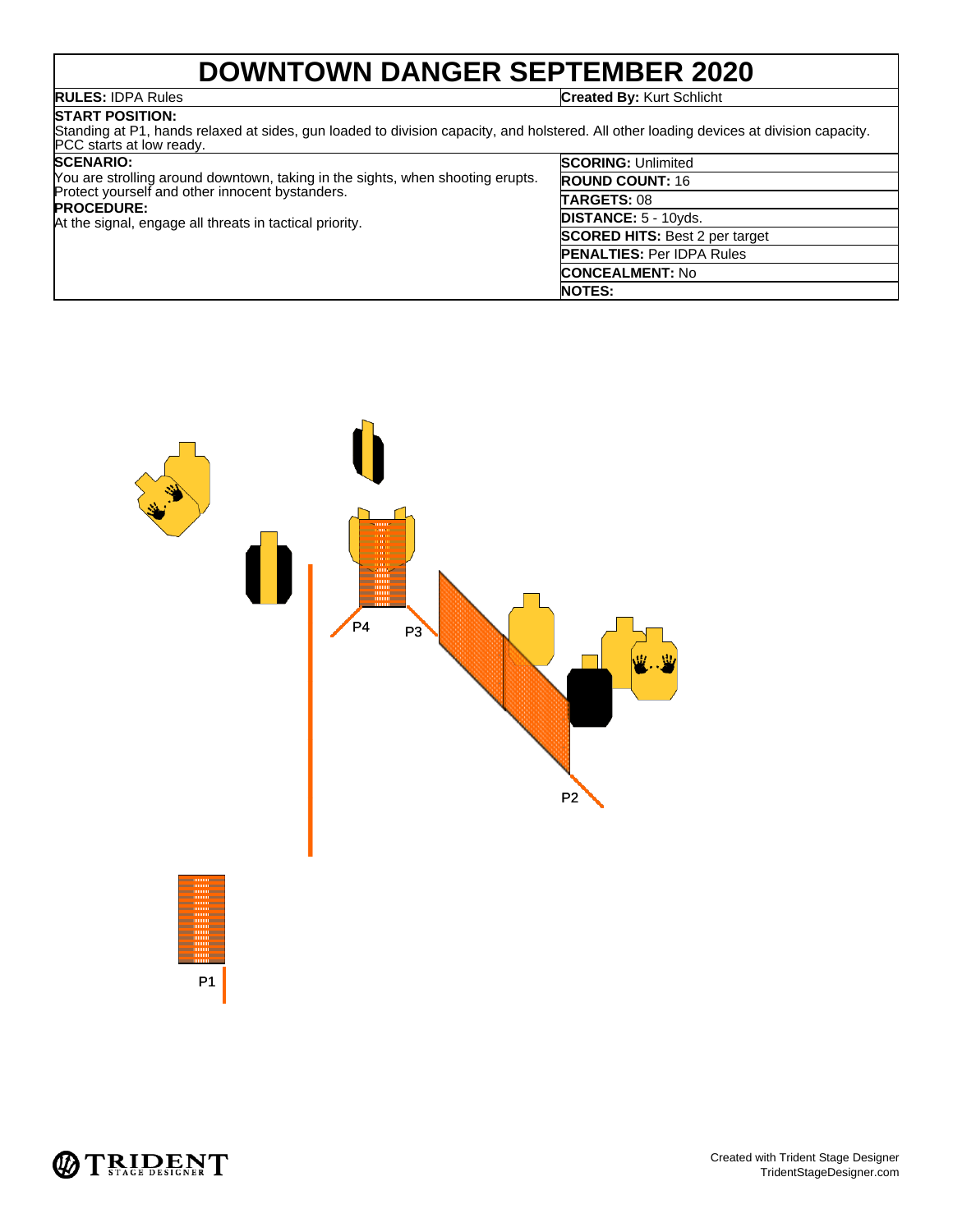# DOWNTOWN DANGER SEPTEMBER 2020

**RULES:** IDPA Rules

**Created By:** Kurt Schlicht

**START POSITION:**
Standing at P1, hands relaxed at sides, gun loaded to division capacity, and holstered. All other loading devices at division capacity. PCC starts at low ready.

**SCENARIO:**
You are strolling around downtown, taking in the sights, when shooting erupts. Protect yourself and other innocent bystanders.

**PROCEDURE:**
At the signal, engage all threats in tactical priority.

**SCORING:** Unlimited
**ROUND COUNT:** 16
**TARGETS:** 08
**DISTANCE:** 5 - 10yds.
**SCORED HITS:** Best 2 per target
**PENALTIES:** Per IDPA Rules
**CONCEALMENT:** No
**NOTES:**

P4 P3 P2 P1

Created with Trident Stage Designer
TridentStageDesigner.com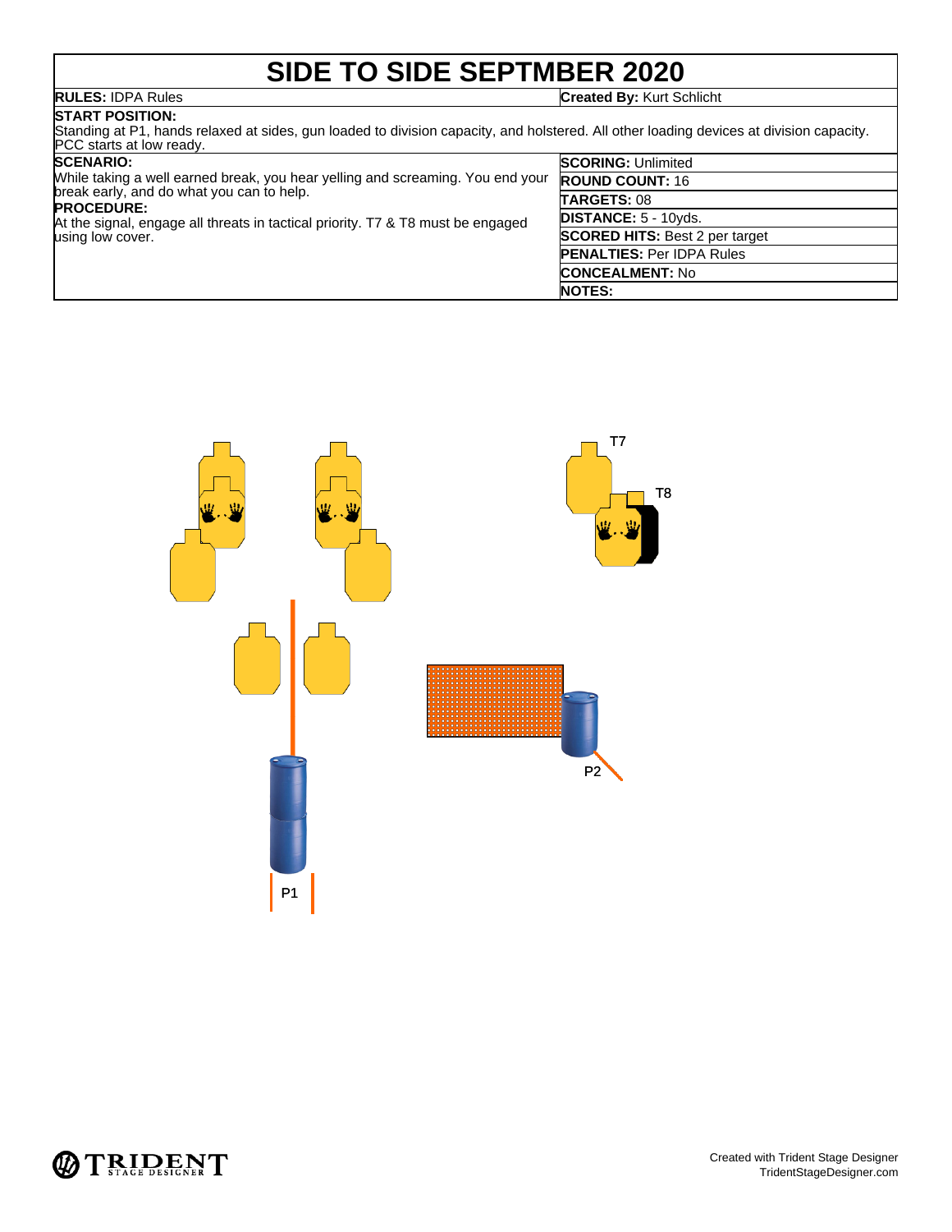# SIDE TO SIDE SEPTMBER 2020

**RULES:** IDPA Rules

**Created By:** Kurt Schlicht

**START POSITION:**
Standing at P1, hands relaxed at sides, gun loaded to division capacity, and holstered. All other loading devices at division capacity. PCC starts at low ready.

**SCENARIO:**
While taking a well earned break, you hear yelling and screaming. You end your break early, and do what you can to help.

**PROCEDURE:**
At the signal, engage all threats in tactical priority. T7 & T8 must be engaged using low cover.

**SCORING:** Unlimited
**ROUND COUNT:** 16
**TARGETS:** 08
**DISTANCE:** 5 - 10yds.
**SCORED HITS:** Best 2 per target
**PENALTIES:** Per IDPA Rules
**CONCEALMENT:** No
**NOTES:**

T7

T8

P2

P1

Created with Trident Stage Designer
TridentStageDesigner.com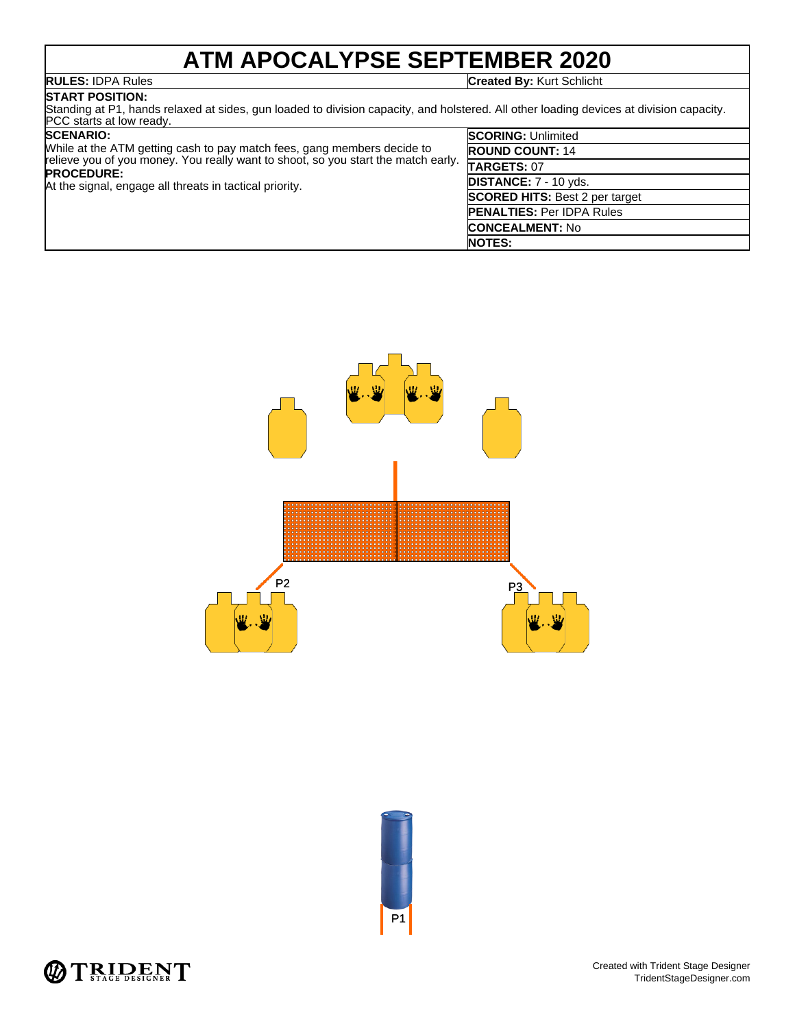# ATM APOCALYPSE SEPTEMBER 2020

**RULES:** IDPA Rules

**Created By:** Kurt Schlicht

**START POSITION:**
Standing at P1, hands relaxed at sides, gun loaded to division capacity, and holstered. All other loading devices at division capacity. PCC starts at low ready.

**SCENARIO:**
While at the ATM getting cash to pay match fees, gang members decide to relieve you of you money. You really want to shoot, so you start the match early.

**PROCEDURE:**
At the signal, engage all threats in tactical priority.

| | |
|---|---|
| **SCORING:** | Unlimited |
| **ROUND COUNT:** | 14 |
| **TARGETS:** | 07 |
| **DISTANCE:** | 7 - 10 yds. |
| **SCORED HITS:** | Best 2 per target |
| **PENALTIES:** | Per IDPA Rules |
| **CONCEALMENT:** | No |
| **NOTES:** | |

P2

P3

P1

Created with Trident Stage Designer
TridentStageDesigner.com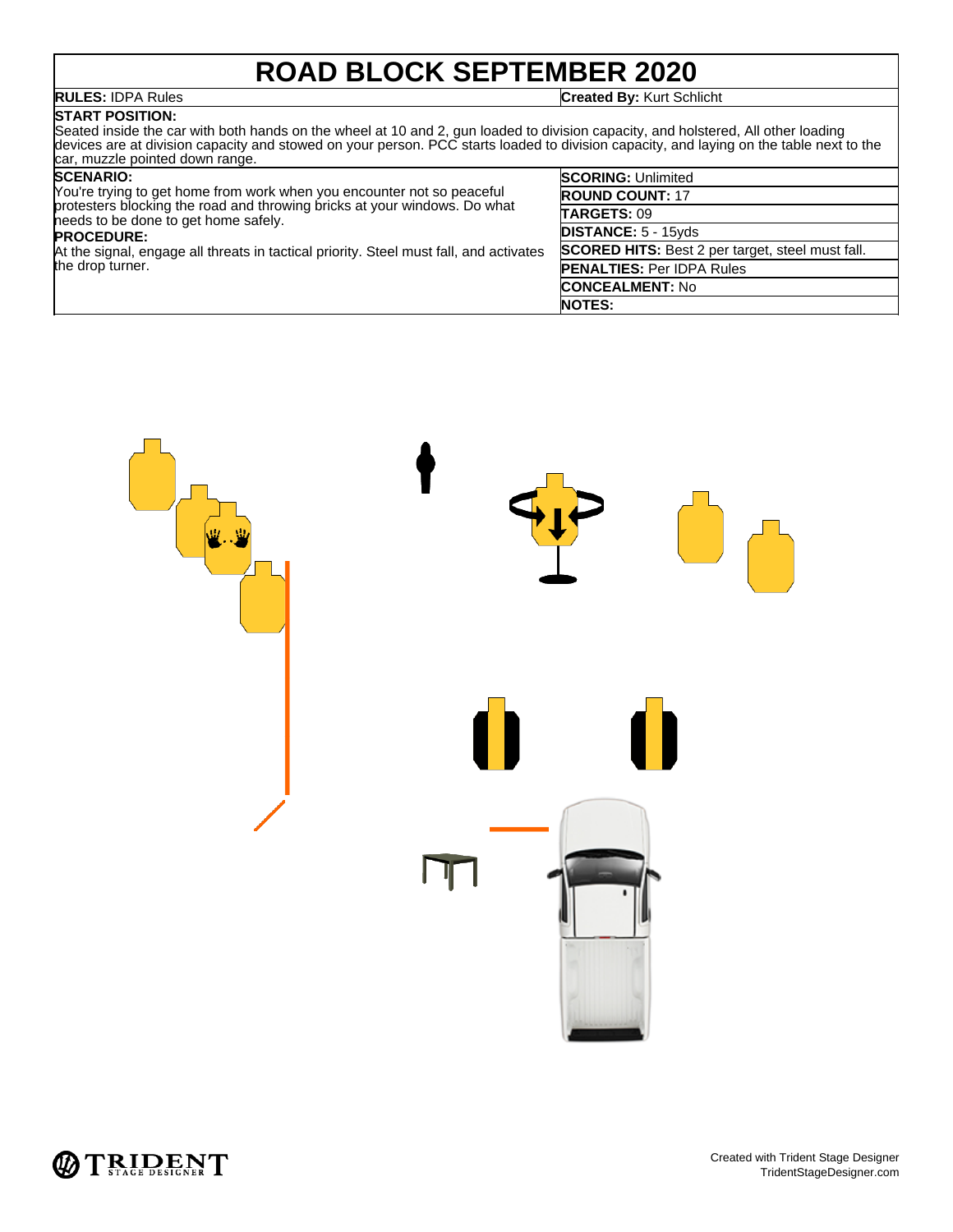# ROAD BLOCK SEPTEMBER 2020

**RULES:** IDPA Rules

**Created By:** Kurt Schlicht

**START POSITION:**
Seated inside the car with both hands on the wheel at 10 and 2, gun loaded to division capacity, and holstered, All other loading devices are at division capacity and stowed on your person. PCC starts loaded to division capacity, and laying on the table next to the car, muzzle pointed down range.

**SCENARIO:**
You're trying to get home from work when you encounter not so peaceful protesters blocking the road and throwing bricks at your windows. Do what needs to be done to get home safely.

**PROCEDURE:**
At the signal, engage all threats in tactical priority. Steel must fall, and activates the drop turner.

| | |
|---|---|
| **SCORING:** | Unlimited |
| **ROUND COUNT:** | 17 |
| **TARGETS:** | 09 |
| **DISTANCE:** | 5 - 15yds |
| **SCORED HITS:** | Best 2 per target, steel must fall. |
| **PENALTIES:** | Per IDPA Rules |
| **CONCEALMENT:** | No |
| **NOTES:** | |

Created with Trident Stage Designer
TridentStageDesigner.com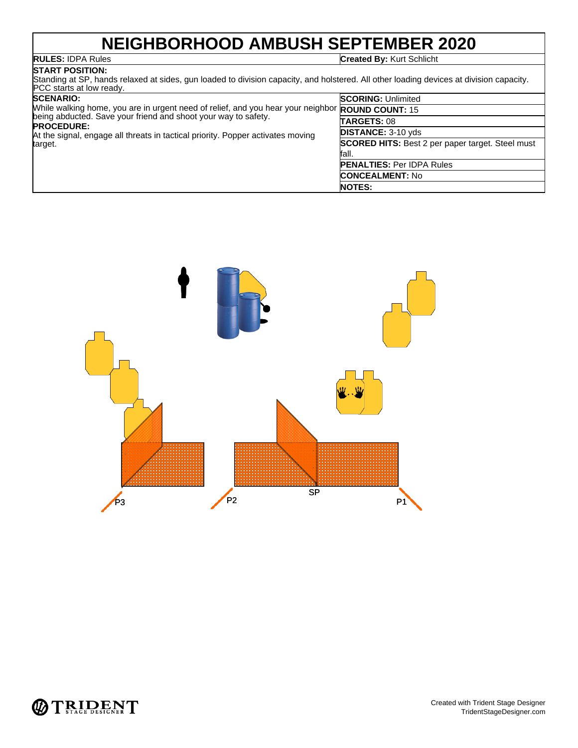# NEIGHBORHOOD AMBUSH SEPTEMBER 2020

**RULES:** IDPA Rules

**Created By:** Kurt Schlicht

**START POSITION:**
Standing at SP, hands relaxed at sides, gun loaded to division capacity, and holstered. All other loading devices at division capacity. PCC starts at low ready.

**SCENARIO:**
While walking home, you are in urgent need of relief, and you hear your neighbor being abducted. Save your friend and shoot your way to safety.

**PROCEDURE:**
At the signal, engage all threats in tactical priority. Popper activates moving target.

| | |
|---|---|
| **SCORING:** | Unlimited |
| **ROUND COUNT:** | 15 |
| **TARGETS:** | 08 |
| **DISTANCE:** | 3-10 yds |
| **SCORED HITS:** | Best 2 per paper target. Steel must fall. |
| **PENALTIES:** | Per IDPA Rules |
| **CONCEALMENT:** | No |
| **NOTES:** | |

P3 P2 SP P1

Created with Trident Stage Designer
TridentStageDesigner.com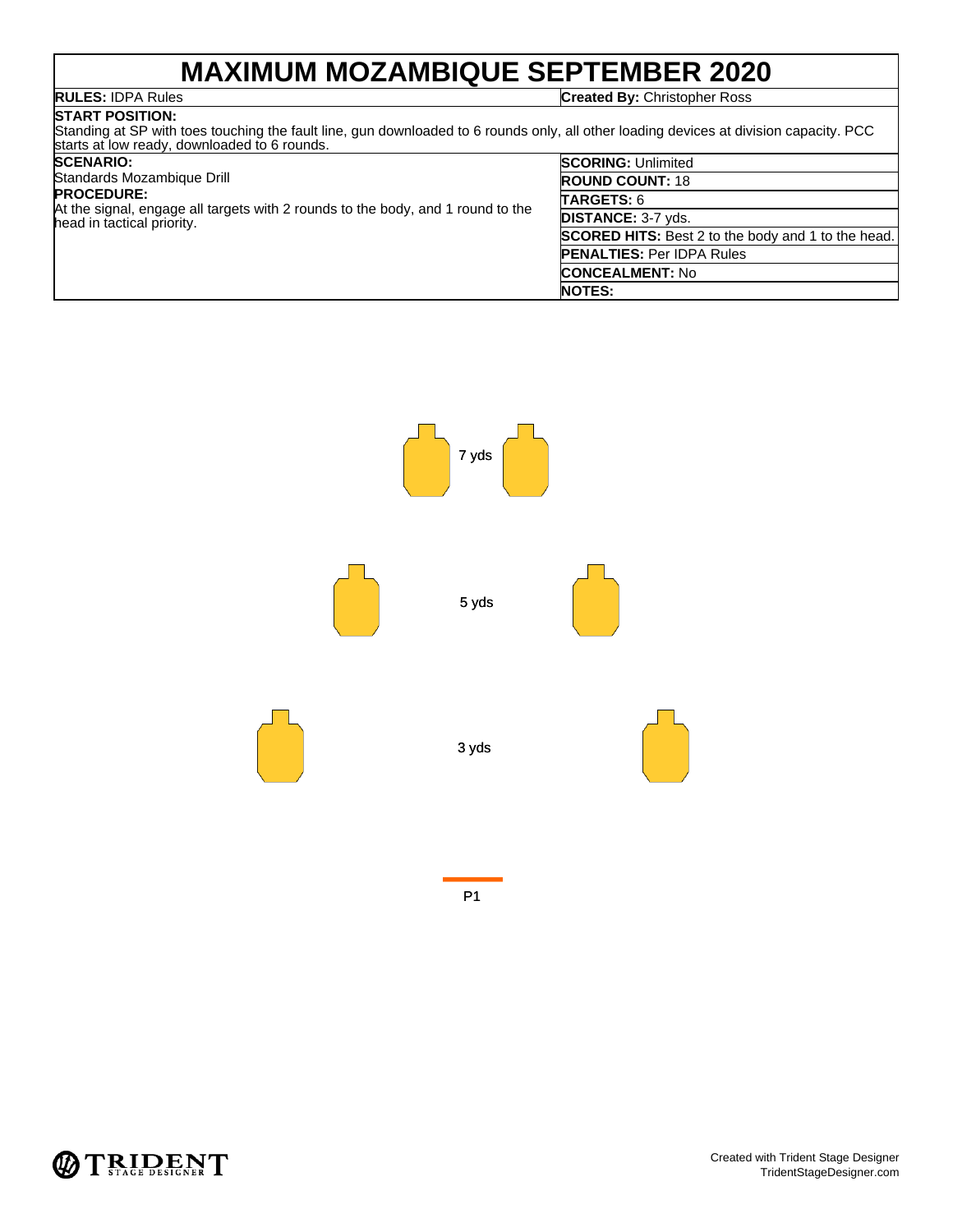# MAXIMUM MOZAMBIQUE SEPTEMBER 2020

**RULES:** IDPA Rules

**Created By:** Christopher Ross

**START POSITION:**
Standing at SP with toes touching the fault line, gun downloaded to 6 rounds only, all other loading devices at division capacity. PCC starts at low ready, downloaded to 6 rounds.

**SCENARIO:**
Standards Mozambique Drill

**PROCEDURE:**
At the signal, engage all targets with 2 rounds to the body, and 1 round to the head in tactical priority.

**SCORING:** Unlimited

**ROUND COUNT:** 18

**TARGETS:** 6

**DISTANCE:** 3-7 yds.

**SCORED HITS:** Best 2 to the body and 1 to the head.

**PENALTIES:** Per IDPA Rules

**CONCEALMENT:** No

**NOTES:**

7 yds

5 yds

3 yds

P1

Created with Trident Stage Designer
TridentStageDesigner.com